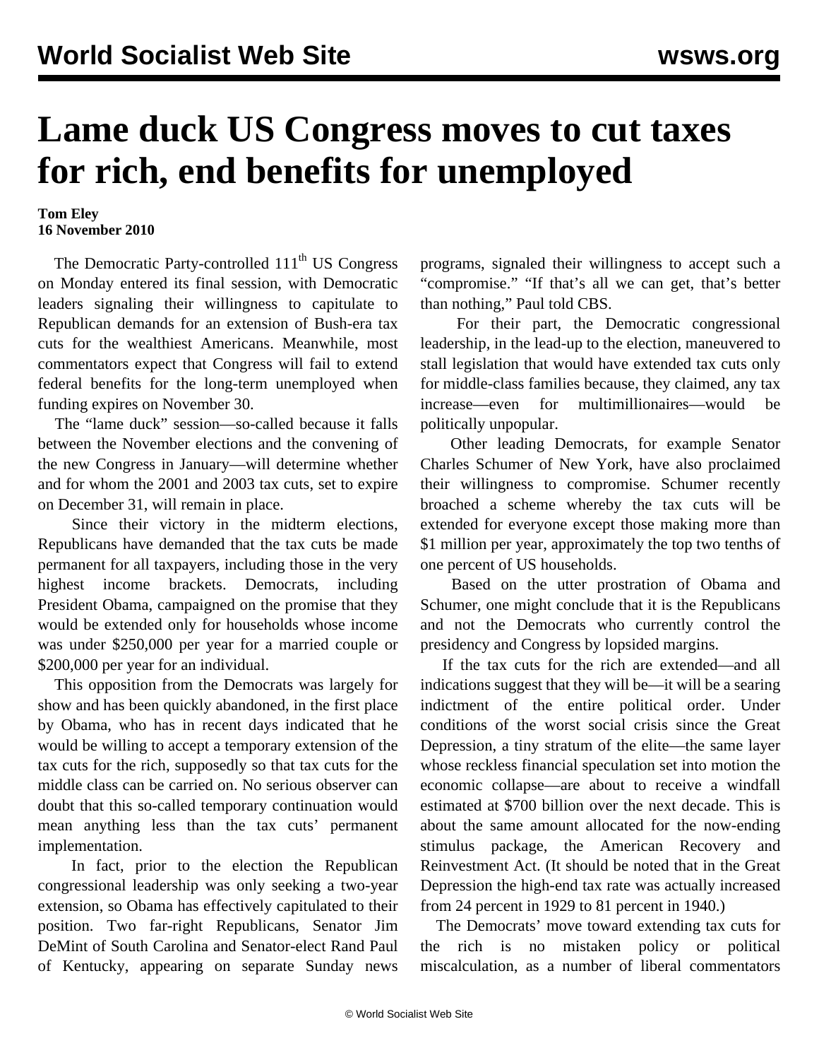# Lame duck US Congress moves to cut taxes for rich, end benefits for unemployed

**Tom Eley**
**16 November 2010**

The Democratic Party-controlled 111th US Congress on Monday entered its final session, with Democratic leaders signaling their willingness to capitulate to Republican demands for an extension of Bush-era tax cuts for the wealthiest Americans. Meanwhile, most commentators expect that Congress will fail to extend federal benefits for the long-term unemployed when funding expires on November 30.

The "lame duck" session—so-called because it falls between the November elections and the convening of the new Congress in January—will determine whether and for whom the 2001 and 2003 tax cuts, set to expire on December 31, will remain in place.

Since their victory in the midterm elections, Republicans have demanded that the tax cuts be made permanent for all taxpayers, including those in the very highest income brackets. Democrats, including President Obama, campaigned on the promise that they would be extended only for households whose income was under $250,000 per year for a married couple or $200,000 per year for an individual.

This opposition from the Democrats was largely for show and has been quickly abandoned, in the first place by Obama, who has in recent days indicated that he would be willing to accept a temporary extension of the tax cuts for the rich, supposedly so that tax cuts for the middle class can be carried on. No serious observer can doubt that this so-called temporary continuation would mean anything less than the tax cuts' permanent implementation.

In fact, prior to the election the Republican congressional leadership was only seeking a two-year extension, so Obama has effectively capitulated to their position. Two far-right Republicans, Senator Jim DeMint of South Carolina and Senator-elect Rand Paul of Kentucky, appearing on separate Sunday news programs, signaled their willingness to accept such a "compromise." "If that's all we can get, that's better than nothing," Paul told CBS.

For their part, the Democratic congressional leadership, in the lead-up to the election, maneuvered to stall legislation that would have extended tax cuts only for middle-class families because, they claimed, any tax increase—even for multimillionaires—would be politically unpopular.

Other leading Democrats, for example Senator Charles Schumer of New York, have also proclaimed their willingness to compromise. Schumer recently broached a scheme whereby the tax cuts will be extended for everyone except those making more than $1 million per year, approximately the top two tenths of one percent of US households.

Based on the utter prostration of Obama and Schumer, one might conclude that it is the Republicans and not the Democrats who currently control the presidency and Congress by lopsided margins.

If the tax cuts for the rich are extended—and all indications suggest that they will be—it will be a searing indictment of the entire political order. Under conditions of the worst social crisis since the Great Depression, a tiny stratum of the elite—the same layer whose reckless financial speculation set into motion the economic collapse—are about to receive a windfall estimated at $700 billion over the next decade. This is about the same amount allocated for the now-ending stimulus package, the American Recovery and Reinvestment Act. (It should be noted that in the Great Depression the high-end tax rate was actually increased from 24 percent in 1929 to 81 percent in 1940.)

The Democrats' move toward extending tax cuts for the rich is no mistaken policy or political miscalculation, as a number of liberal commentators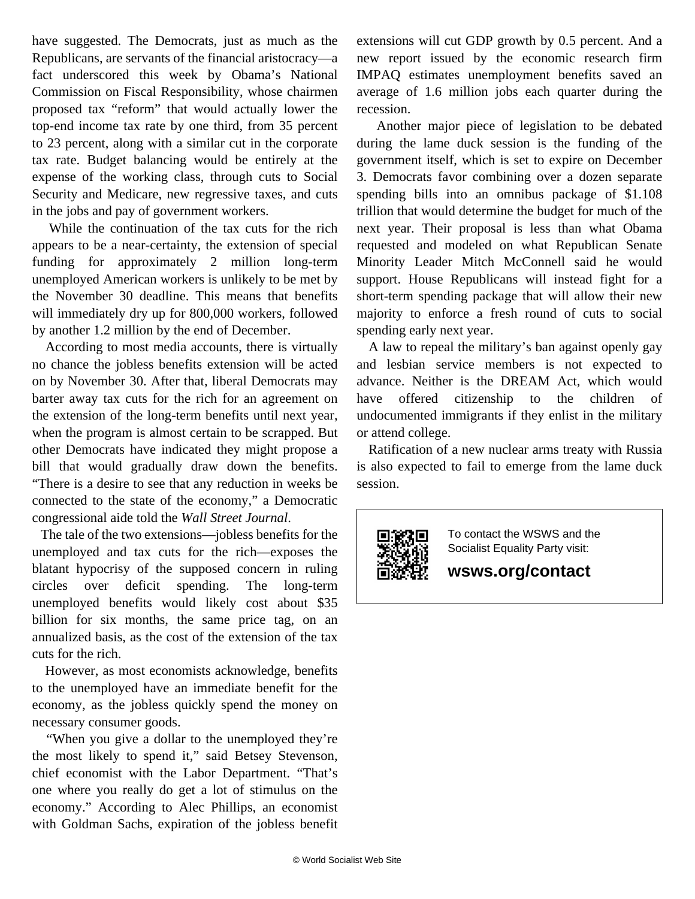have suggested. The Democrats, just as much as the Republicans, are servants of the financial aristocracy—a fact underscored this week by Obama's National Commission on Fiscal Responsibility, whose chairmen proposed tax "reform" that would actually lower the top-end income tax rate by one third, from 35 percent to 23 percent, along with a similar cut in the corporate tax rate. Budget balancing would be entirely at the expense of the working class, through cuts to Social Security and Medicare, new regressive taxes, and cuts in the jobs and pay of government workers.

While the continuation of the tax cuts for the rich appears to be a near-certainty, the extension of special funding for approximately 2 million long-term unemployed American workers is unlikely to be met by the November 30 deadline. This means that benefits will immediately dry up for 800,000 workers, followed by another 1.2 million by the end of December.

According to most media accounts, there is virtually no chance the jobless benefits extension will be acted on by November 30. After that, liberal Democrats may barter away tax cuts for the rich for an agreement on the extension of the long-term benefits until next year, when the program is almost certain to be scrapped. But other Democrats have indicated they might propose a bill that would gradually draw down the benefits. "There is a desire to see that any reduction in weeks be connected to the state of the economy," a Democratic congressional aide told the *Wall Street Journal*.

The tale of the two extensions—jobless benefits for the unemployed and tax cuts for the rich—exposes the blatant hypocrisy of the supposed concern in ruling circles over deficit spending. The long-term unemployed benefits would likely cost about $35 billion for six months, the same price tag, on an annualized basis, as the cost of the extension of the tax cuts for the rich.

However, as most economists acknowledge, benefits to the unemployed have an immediate benefit for the economy, as the jobless quickly spend the money on necessary consumer goods.

"When you give a dollar to the unemployed they're the most likely to spend it," said Betsey Stevenson, chief economist with the Labor Department. "That's one where you really do get a lot of stimulus on the economy." According to Alec Phillips, an economist with Goldman Sachs, expiration of the jobless benefit extensions will cut GDP growth by 0.5 percent. And a new report issued by the economic research firm IMPAQ estimates unemployment benefits saved an average of 1.6 million jobs each quarter during the recession.

Another major piece of legislation to be debated during the lame duck session is the funding of the government itself, which is set to expire on December 3. Democrats favor combining over a dozen separate spending bills into an omnibus package of $1.108 trillion that would determine the budget for much of the next year. Their proposal is less than what Obama requested and modeled on what Republican Senate Minority Leader Mitch McConnell said he would support. House Republicans will instead fight for a short-term spending package that will allow their new majority to enforce a fresh round of cuts to social spending early next year.

A law to repeal the military's ban against openly gay and lesbian service members is not expected to advance. Neither is the DREAM Act, which would have offered citizenship to the children of undocumented immigrants if they enlist in the military or attend college.

Ratification of a new nuclear arms treaty with Russia is also expected to fail to emerge from the lame duck session.

To contact the WSWS and the Socialist Equality Party visit:

**wsws.org/contact**